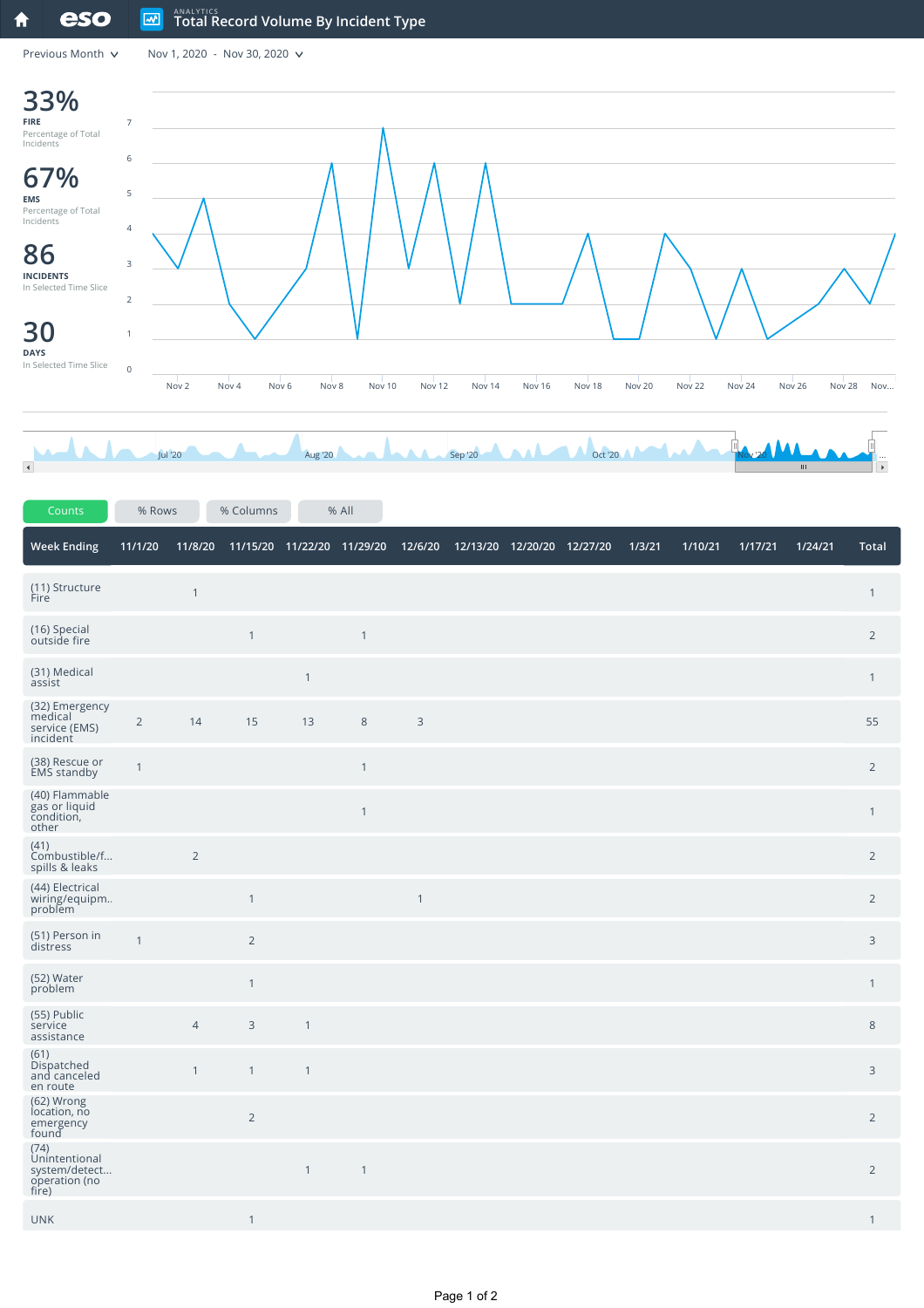# Total Record Volume By Incident Type

ANALYTICS

Previous Month | Nov 1, 2020 - Nov 30, 2020

**33%**
**FIRE**
Percentage of Total Incidents

**67%**
**EMS**
Percentage of Total Incidents

**86**
**INCIDENTS**
In Selected Time Slice

**30**
**DAYS**
In Selected Time Slice

Counts | % Rows | % Columns | % All

| Week Ending | 11/1/20 | 11/8/20 | 11/15/20 | 11/22/20 | 11/29/20 | 12/6/20 | 12/13/20 | 12/20/20 | 12/27/20 | 1/3/21 | 1/10/21 | 1/17/21 | 1/24/21 | Total |
|---|---|---|---|---|---|---|---|---|---|---|---|---|---|---|
| (11) Structure Fire | | 1 | | | | | | | | | | | | 1 |
| (16) Special outside fire | | | 1 | | 1 | | | | | | | | | 2 |
| (31) Medical assist | | | | 1 | | | | | | | | | | 1 |
| (32) Emergency medical service (EMS) incident | 2 | 14 | 15 | 13 | 8 | 3 | | | | | | | | 55 |
| (38) Rescue or EMS standby | 1 | | | | 1 | | | | | | | | | 2 |
| (40) Flammable gas or liquid condition, other | | | | | 1 | | | | | | | | | 1 |
| (41) Combustible/f... spills & leaks | | 2 | | | | | | | | | | | | 2 |
| (44) Electrical wiring/equipm.. problem | | | 1 | | | 1 | | | | | | | | 2 |
| (51) Person in distress | 1 | | 2 | | | | | | | | | | | 3 |
| (52) Water problem | | | 1 | | | | | | | | | | | 1 |
| (55) Public service assistance | | 4 | 3 | 1 | | | | | | | | | | 8 |
| (61) Dispatched and canceled en route | | 1 | 1 | 1 | | | | | | | | | | 3 |
| (62) Wrong location, no emergency found | | | 2 | | | | | | | | | | | 2 |
| (74) Unintentional system/detect... operation (no fire) | | | | 1 | 1 | | | | | | | | | 2 |
| UNK | | | 1 | | | | | | | | | | | 1 |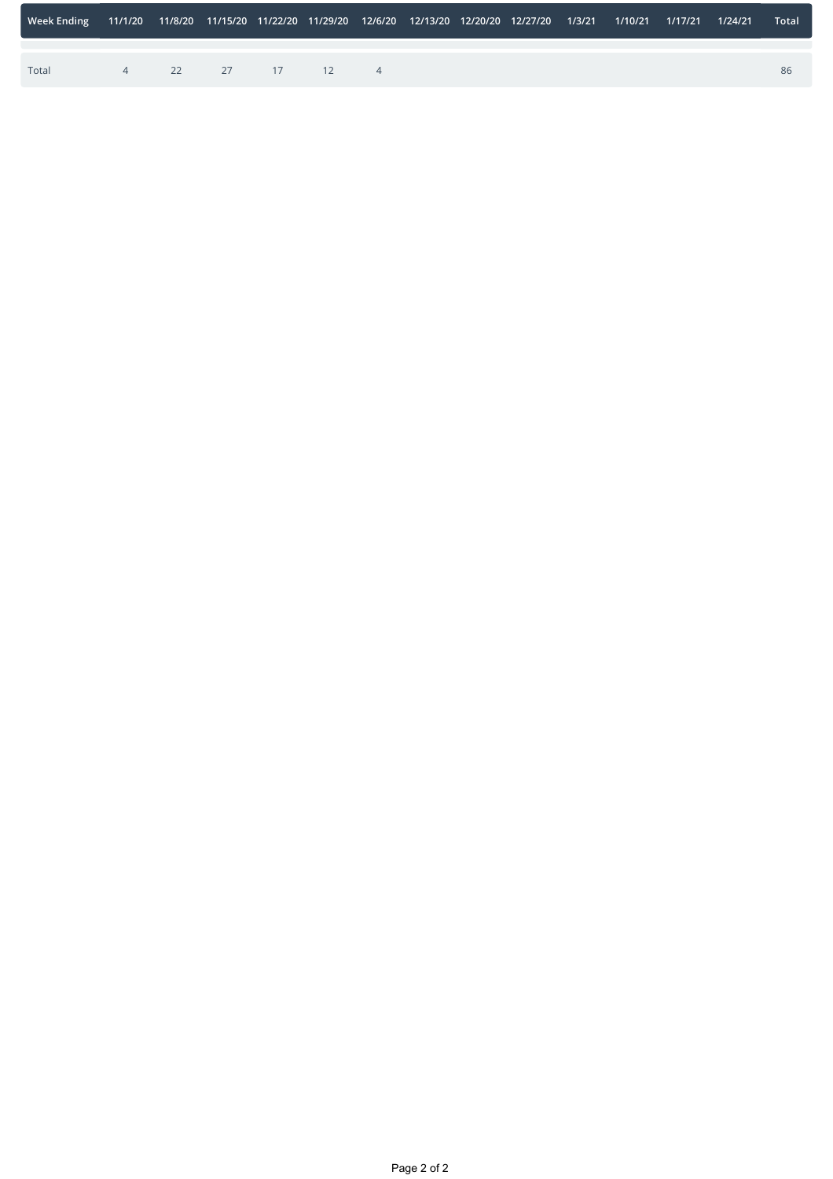| Week Ending | 11/1/20 | 11/8/20 | 11/15/20 | 11/22/20 | 11/29/20 | 12/6/20 | 12/13/20 | 12/20/20 | 12/27/20 | 1/3/21 | 1/10/21 | 1/17/21 | 1/24/21 | Total |
|---|---|---|---|---|---|---|---|---|---|---|---|---|---|---|
| Total | 4 | 22 | 27 | 17 | 12 | 4 | | | | | | | | 86 |